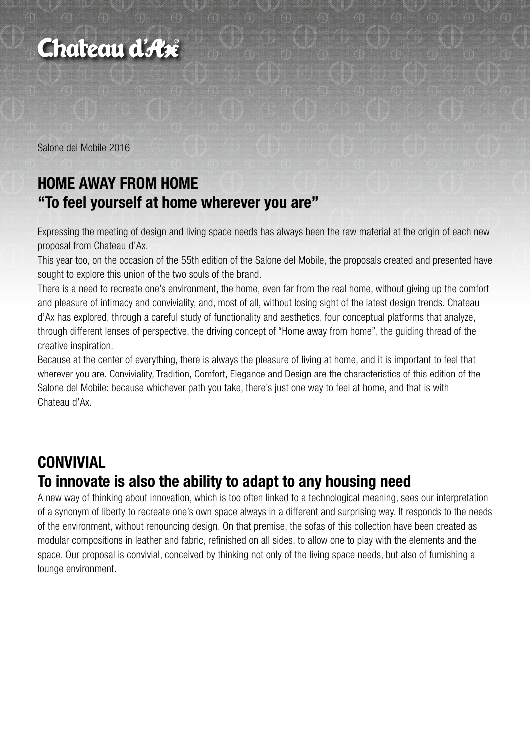Chateau d'Ax®

Salone del Mobile 2016

## HOME AWAY FROM HOME
## "To feel yourself at home wherever you are"

Expressing the meeting of design and living space needs has always been the raw material at the origin of each new proposal from Chateau d'Ax.

This year too, on the occasion of the 55th edition of the Salone del Mobile, the proposals created and presented have sought to explore this union of the two souls of the brand.

There is a need to recreate one's environment, the home, even far from the real home, without giving up the comfort and pleasure of intimacy and conviviality, and, most of all, without losing sight of the latest design trends. Chateau d'Ax has explored, through a careful study of functionality and aesthetics, four conceptual platforms that analyze, through different lenses of perspective, the driving concept of "Home away from home", the guiding thread of the creative inspiration.

Because at the center of everything, there is always the pleasure of living at home, and it is important to feel that wherever you are. Conviviality, Tradition, Comfort, Elegance and Design are the characteristics of this edition of the Salone del Mobile: because whichever path you take, there's just one way to feel at home, and that is with Chateau d'Ax.

## CONVIVIAL
## To innovate is also the ability to adapt to any housing need

A new way of thinking about innovation, which is too often linked to a technological meaning, sees our interpretation of a synonym of liberty to recreate one's own space always in a different and surprising way. It responds to the needs of the environment, without renouncing design. On that premise, the sofas of this collection have been created as modular compositions in leather and fabric, refinished on all sides, to allow one to play with the elements and the space. Our proposal is convivial, conceived by thinking not only of the living space needs, but also of furnishing a lounge environment.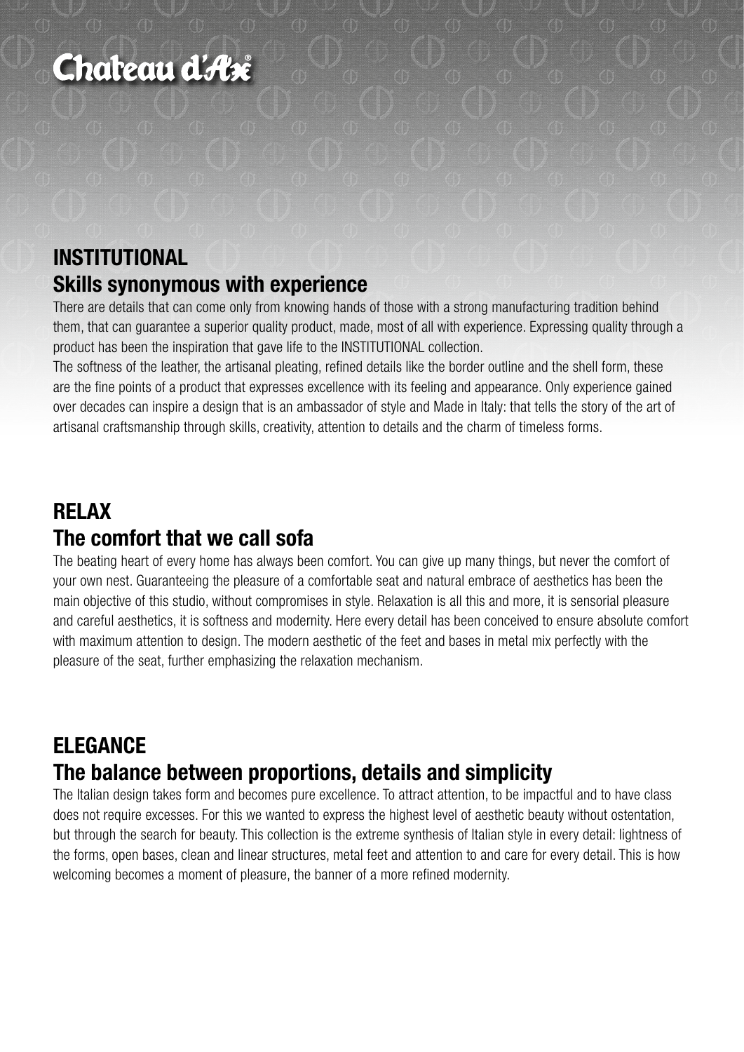Chateau d'Ax®

## INSTITUTIONAL
### Skills synonymous with experience

There are details that can come only from knowing hands of those with a strong manufacturing tradition behind them, that can guarantee a superior quality product, made, most of all with experience. Expressing quality through a product has been the inspiration that gave life to the INSTITUTIONAL collection.

The softness of the leather, the artisanal pleating, refined details like the border outline and the shell form, these are the fine points of a product that expresses excellence with its feeling and appearance. Only experience gained over decades can inspire a design that is an ambassador of style and Made in Italy: that tells the story of the art of artisanal craftsmanship through skills, creativity, attention to details and the charm of timeless forms.

## RELAX
### The comfort that we call sofa

The beating heart of every home has always been comfort. You can give up many things, but never the comfort of your own nest. Guaranteeing the pleasure of a comfortable seat and natural embrace of aesthetics has been the main objective of this studio, without compromises in style. Relaxation is all this and more, it is sensorial pleasure and careful aesthetics, it is softness and modernity. Here every detail has been conceived to ensure absolute comfort with maximum attention to design. The modern aesthetic of the feet and bases in metal mix perfectly with the pleasure of the seat, further emphasizing the relaxation mechanism.

## ELEGANCE
### The balance between proportions, details and simplicity

The Italian design takes form and becomes pure excellence. To attract attention, to be impactful and to have class does not require excesses. For this we wanted to express the highest level of aesthetic beauty without ostentation, but through the search for beauty. This collection is the extreme synthesis of Italian style in every detail: lightness of the forms, open bases, clean and linear structures, metal feet and attention to and care for every detail. This is how welcoming becomes a moment of pleasure, the banner of a more refined modernity.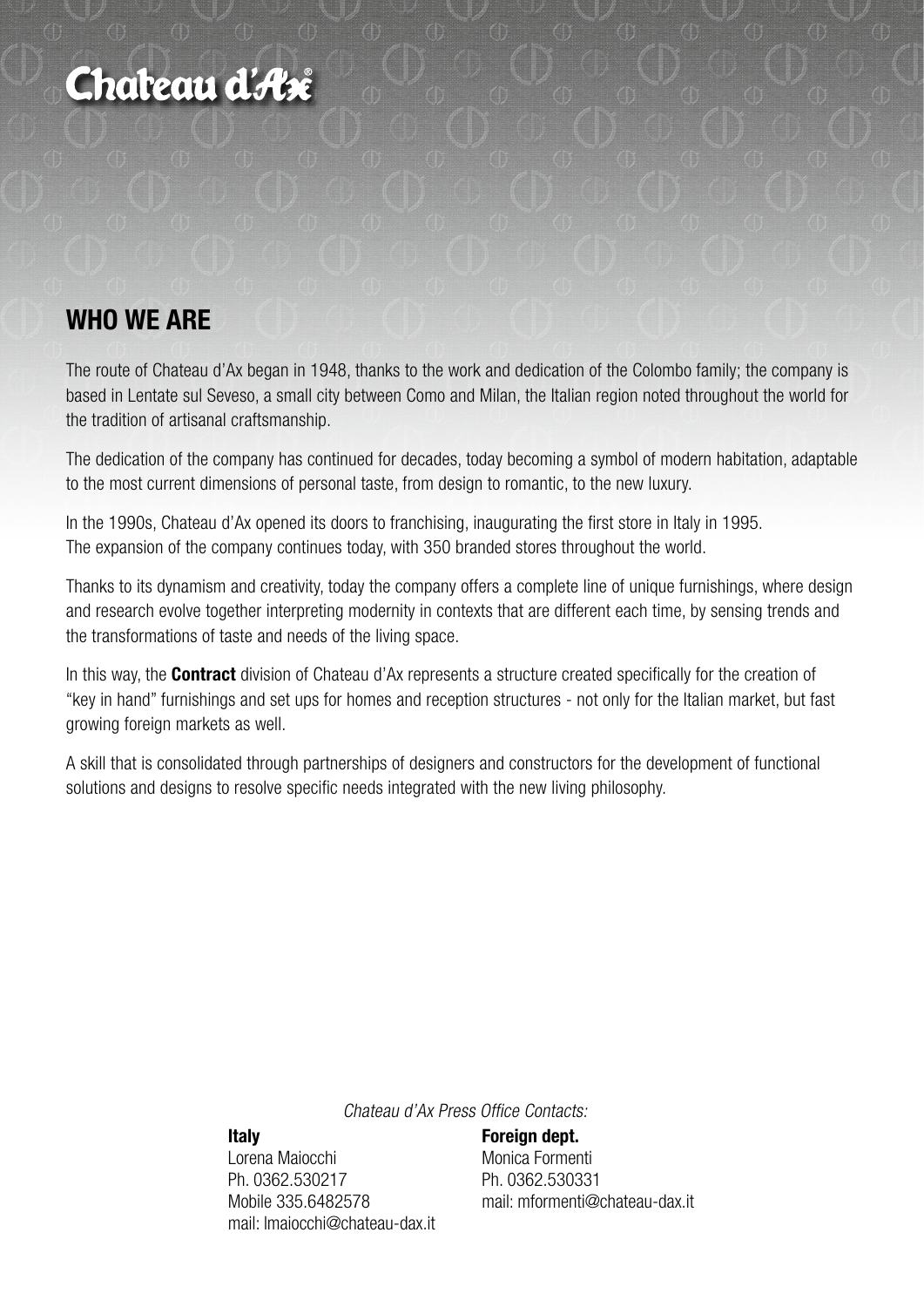# Chateau d'Ax®

## WHO WE ARE

The route of Chateau d'Ax began in 1948, thanks to the work and dedication of the Colombo family; the company is based in Lentate sul Seveso, a small city between Como and Milan, the Italian region noted throughout the world for the tradition of artisanal craftsmanship.

The dedication of the company has continued for decades, today becoming a symbol of modern habitation, adaptable to the most current dimensions of personal taste, from design to romantic, to the new luxury.

In the 1990s, Chateau d'Ax opened its doors to franchising, inaugurating the first store in Italy in 1995.
The expansion of the company continues today, with 350 branded stores throughout the world.

Thanks to its dynamism and creativity, today the company offers a complete line of unique furnishings, where design and research evolve together interpreting modernity in contexts that are different each time, by sensing trends and the transformations of taste and needs of the living space.

In this way, the **Contract** division of Chateau d'Ax represents a structure created specifically for the creation of "key in hand" furnishings and set ups for homes and reception structures - not only for the Italian market, but fast growing foreign markets as well.

A skill that is consolidated through partnerships of designers and constructors for the development of functional solutions and designs to resolve specific needs integrated with the new living philosophy.

*Chateau d'Ax Press Office Contacts:*

**Italy**
Lorena Maiocchi
Ph. 0362.530217
Mobile 335.6482578
mail: lmaiocchi@chateau-dax.it

**Foreign dept.**
Monica Formenti
Ph. 0362.530331
mail: mformenti@chateau-dax.it